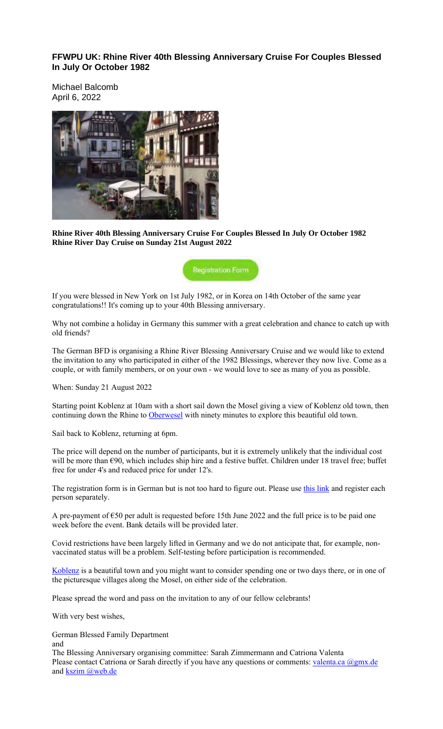## FFWPU UK: Rhine River 40th Blessing Anniversary Cruise For Couples Blessed In July Or October 1982

Michael Balcomb
April 6, 2022

**Rhine River 40th Blessing Anniversary Cruise For Couples Blessed In July Or October 1982**
**Rhine River Day Cruise on Sunday 21st August 2022**

Registration Form

If you were blessed in New York on 1st July 1982, or in Korea on 14th October of the same year congratulations!! It's coming up to your 40th Blessing anniversary.

Why not combine a holiday in Germany this summer with a great celebration and chance to catch up with old friends?

The German BFD is organising a Rhine River Blessing Anniversary Cruise and we would like to extend the invitation to any who participated in either of the 1982 Blessings, wherever they now live. Come as a couple, or with family members, or on your own - we would love to see as many of you as possible.

When: Sunday 21 August 2022

Starting point Koblenz at 10am with a short sail down the Mosel giving a view of Koblenz old town, then continuing down the Rhine to Oberwesel with ninety minutes to explore this beautiful old town.

Sail back to Koblenz, returning at 6pm.

The price will depend on the number of participants, but it is extremely unlikely that the individual cost will be more than €90, which includes ship hire and a festive buffet. Children under 18 travel free; buffet free for under 4's and reduced price for under 12's.

The registration form is in German but is not too hard to figure out. Please use this link and register each person separately.

A pre-payment of €50 per adult is requested before 15th June 2022 and the full price is to be paid one week before the event. Bank details will be provided later.

Covid restrictions have been largely lifted in Germany and we do not anticipate that, for example, non-vaccinated status will be a problem. Self-testing before participation is recommended.

Koblenz is a beautiful town and you might want to consider spending one or two days there, or in one of the picturesque villages along the Mosel, on either side of the celebration.

Please spread the word and pass on the invitation to any of our fellow celebrants!

With very best wishes,

German Blessed Family Department
and
The Blessing Anniversary organising committee: Sarah Zimmermann and Catriona Valenta
Please contact Catriona or Sarah directly if you have any questions or comments: valenta.ca @gmx.de and kszim @web.de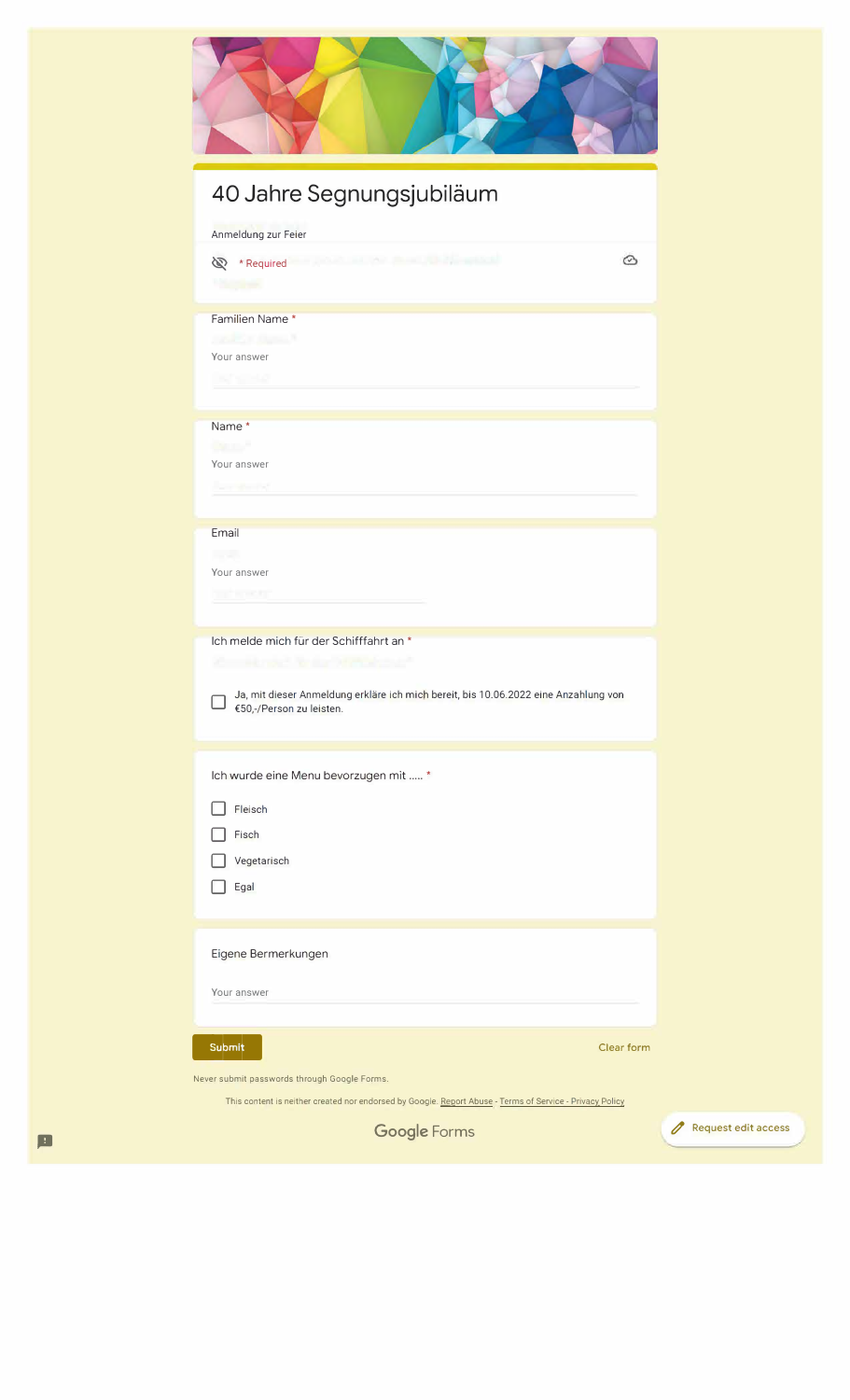# 40 Jahre Segnungsjubiläum

Anmeldung zur Feier

\* Required

Familien Name *

Your answer

Name *

Your answer

Email

Your answer

Ich melde mich für der Schifffahrt an *

- [ ] Ja, mit dieser Anmeldung erkläre ich mich bereit, bis 10.06.2022 eine Anzahlung von €50,-/Person zu leisten.

Ich wurde eine Menu bevorzugen mit ..... *

- [ ] Fleisch
- [ ] Fisch
- [ ] Vegetarisch
- [ ] Egal

Eigene Bermerkungen

Your answer

Submit

Clear form

Never submit passwords through Google Forms.

This content is neither created nor endorsed by Google. Report Abuse - Terms of Service - Privacy Policy

Google Forms

Request edit access